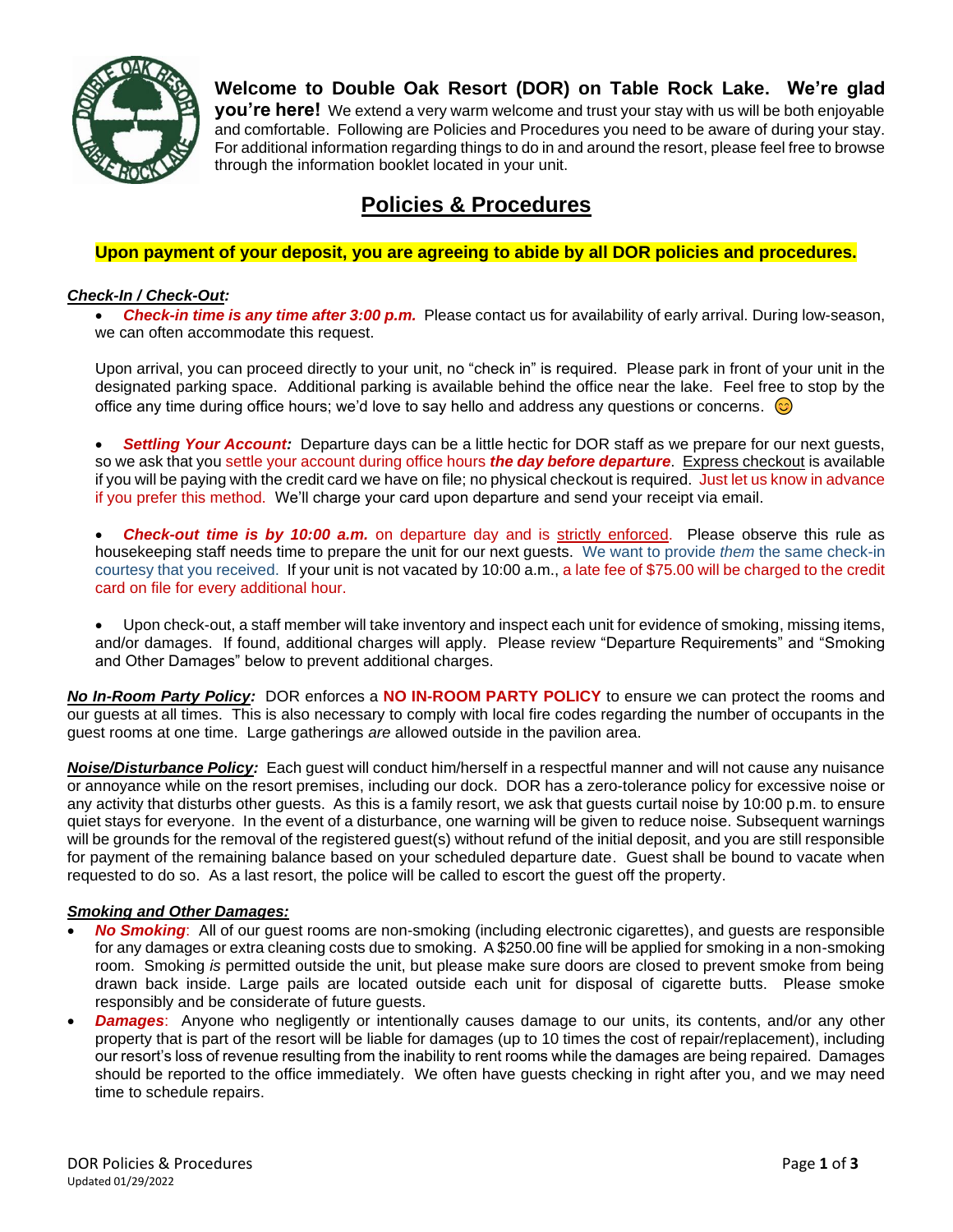**Welcome to Double Oak Resort (DOR) on Table Rock Lake. We're glad you're here!** We extend a very warm welcome and trust your stay with us will be both enjoyable and comfortable. Following are Policies and Procedures you need to be aware of during your stay. For additional information regarding things to do in and around the resort, please feel free to browse through the information booklet located in your unit.

# Policies & Procedures

**Upon payment of your deposit, you are agreeing to abide by all DOR policies and procedures.**

***Check-In / Check-Out:***

- ***Check-in time is any time after 3:00 p.m.*** Please contact us for availability of early arrival. During low-season, we can often accommodate this request.

  Upon arrival, you can proceed directly to your unit, no "check in" is required. Please park in front of your unit in the designated parking space. Additional parking is available behind the office near the lake. Feel free to stop by the office any time during office hours; we'd love to say hello and address any questions or concerns. 😊

- ***Settling Your Account:*** Departure days can be a little hectic for DOR staff as we prepare for our next guests, so we ask that you settle your account during office hours ***the day before departure***. Express checkout is available if you will be paying with the credit card we have on file; no physical checkout is required. Just let us know in advance if you prefer this method. We'll charge your card upon departure and send your receipt via email.

- ***Check-out time is by 10:00 a.m.*** on departure day and is strictly enforced. Please observe this rule as housekeeping staff needs time to prepare the unit for our next guests. We want to provide *them* the same check-in courtesy that you received. If your unit is not vacated by 10:00 a.m., a late fee of $75.00 will be charged to the credit card on file for every additional hour.

- Upon check-out, a staff member will take inventory and inspect each unit for evidence of smoking, missing items, and/or damages. If found, additional charges will apply. Please review "Departure Requirements" and "Smoking and Other Damages" below to prevent additional charges.

***No In-Room Party Policy:*** DOR enforces a **NO IN-ROOM PARTY POLICY** to ensure we can protect the rooms and our guests at all times. This is also necessary to comply with local fire codes regarding the number of occupants in the guest rooms at one time. Large gatherings *are* allowed outside in the pavilion area.

***Noise/Disturbance Policy:*** Each guest will conduct him/herself in a respectful manner and will not cause any nuisance or annoyance while on the resort premises, including our dock. DOR has a zero-tolerance policy for excessive noise or any activity that disturbs other guests. As this is a family resort, we ask that guests curtail noise by 10:00 p.m. to ensure quiet stays for everyone. In the event of a disturbance, one warning will be given to reduce noise. Subsequent warnings will be grounds for the removal of the registered guest(s) without refund of the initial deposit, and you are still responsible for payment of the remaining balance based on your scheduled departure date. Guest shall be bound to vacate when requested to do so. As a last resort, the police will be called to escort the guest off the property.

***Smoking and Other Damages:***

- ***No Smoking***: All of our guest rooms are non-smoking (including electronic cigarettes), and guests are responsible for any damages or extra cleaning costs due to smoking. A $250.00 fine will be applied for smoking in a non-smoking room. Smoking *is* permitted outside the unit, but please make sure doors are closed to prevent smoke from being drawn back inside. Large pails are located outside each unit for disposal of cigarette butts. Please smoke responsibly and be considerate of future guests.
- ***Damages***: Anyone who negligently or intentionally causes damage to our units, its contents, and/or any other property that is part of the resort will be liable for damages (up to 10 times the cost of repair/replacement), including our resort's loss of revenue resulting from the inability to rent rooms while the damages are being repaired. Damages should be reported to the office immediately. We often have guests checking in right after you, and we may need time to schedule repairs.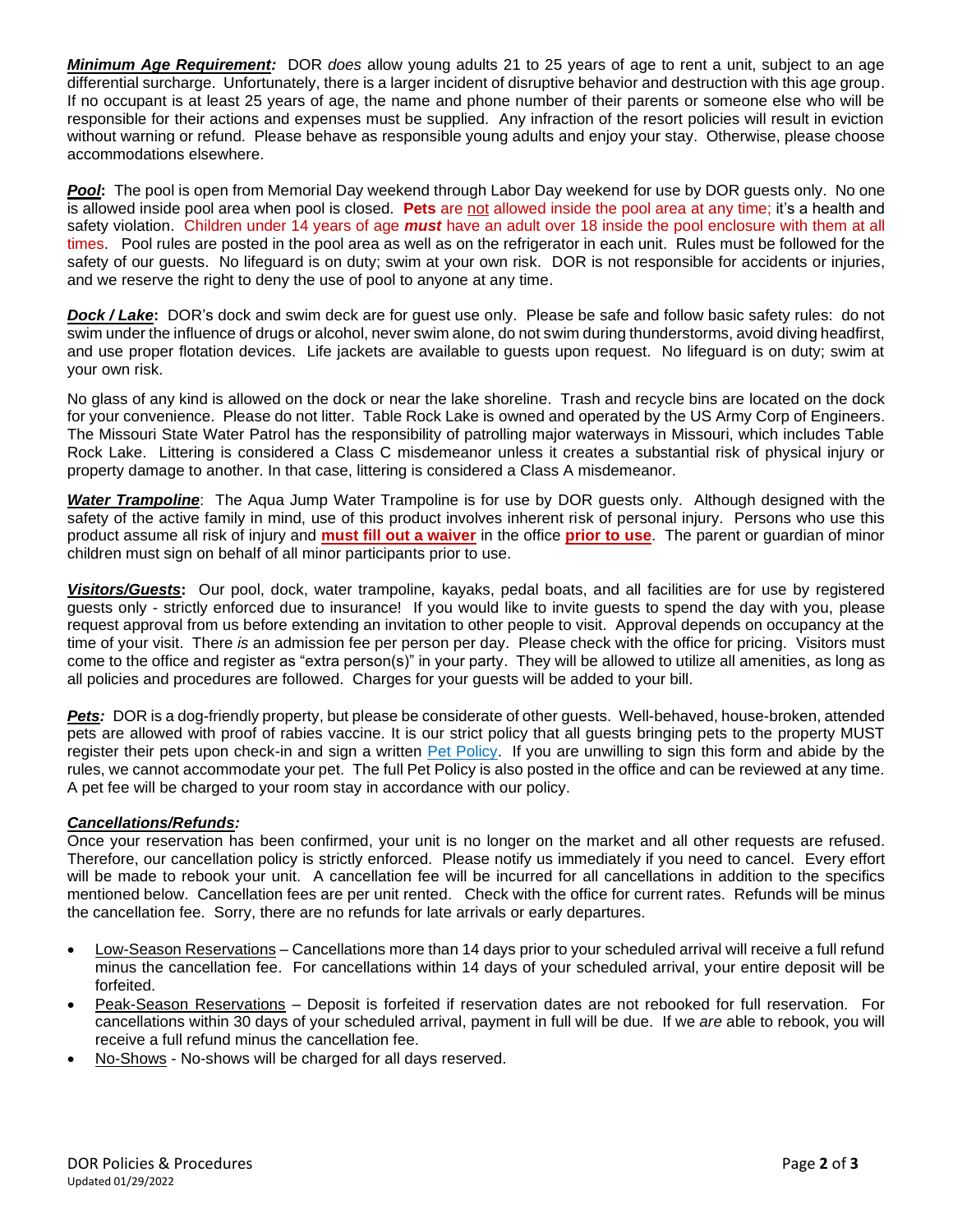***Minimum Age Requirement:*** DOR *does* allow young adults 21 to 25 years of age to rent a unit, subject to an age differential surcharge. Unfortunately, there is a larger incident of disruptive behavior and destruction with this age group. If no occupant is at least 25 years of age, the name and phone number of their parents or someone else who will be responsible for their actions and expenses must be supplied. Any infraction of the resort policies will result in eviction without warning or refund. Please behave as responsible young adults and enjoy your stay. Otherwise, please choose accommodations elsewhere.

***Pool*:** The pool is open from Memorial Day weekend through Labor Day weekend for use by DOR guests only. No one is allowed inside pool area when pool is closed. **Pets** are not allowed inside the pool area at any time; it's a health and safety violation. Children under 14 years of age ***must*** have an adult over 18 inside the pool enclosure with them at all times. Pool rules are posted in the pool area as well as on the refrigerator in each unit. Rules must be followed for the safety of our guests. No lifeguard is on duty; swim at your own risk. DOR is not responsible for accidents or injuries, and we reserve the right to deny the use of pool to anyone at any time.

***Dock / Lake*:** DOR's dock and swim deck are for guest use only. Please be safe and follow basic safety rules: do not swim under the influence of drugs or alcohol, never swim alone, do not swim during thunderstorms, avoid diving headfirst, and use proper flotation devices. Life jackets are available to guests upon request. No lifeguard is on duty; swim at your own risk.

No glass of any kind is allowed on the dock or near the lake shoreline. Trash and recycle bins are located on the dock for your convenience. Please do not litter. Table Rock Lake is owned and operated by the US Army Corp of Engineers. The Missouri State Water Patrol has the responsibility of patrolling major waterways in Missouri, which includes Table Rock Lake. Littering is considered a Class C misdemeanor unless it creates a substantial risk of physical injury or property damage to another. In that case, littering is considered a Class A misdemeanor.

***Water Trampoline***: The Aqua Jump Water Trampoline is for use by DOR guests only. Although designed with the safety of the active family in mind, use of this product involves inherent risk of personal injury. Persons who use this product assume all risk of injury and **must fill out a waiver** in the office **prior to use**. The parent or guardian of minor children must sign on behalf of all minor participants prior to use.

***Visitors/Guests*:** Our pool, dock, water trampoline, kayaks, pedal boats, and all facilities are for use by registered guests only - strictly enforced due to insurance! If you would like to invite guests to spend the day with you, please request approval from us before extending an invitation to other people to visit. Approval depends on occupancy at the time of your visit. There *is* an admission fee per person per day. Please check with the office for pricing. Visitors must come to the office and register as "extra person(s)" in your party. They will be allowed to utilize all amenities, as long as all policies and procedures are followed. Charges for your guests will be added to your bill.

***Pets:*** DOR is a dog-friendly property, but please be considerate of other guests. Well-behaved, house-broken, attended pets are allowed with proof of rabies vaccine. It is our strict policy that all guests bringing pets to the property MUST register their pets upon check-in and sign a written Pet Policy. If you are unwilling to sign this form and abide by the rules, we cannot accommodate your pet. The full Pet Policy is also posted in the office and can be reviewed at any time. A pet fee will be charged to your room stay in accordance with our policy.

***Cancellations/Refunds:***

Once your reservation has been confirmed, your unit is no longer on the market and all other requests are refused. Therefore, our cancellation policy is strictly enforced. Please notify us immediately if you need to cancel. Every effort will be made to rebook your unit. A cancellation fee will be incurred for all cancellations in addition to the specifics mentioned below. Cancellation fees are per unit rented. Check with the office for current rates. Refunds will be minus the cancellation fee. Sorry, there are no refunds for late arrivals or early departures.

- Low-Season Reservations – Cancellations more than 14 days prior to your scheduled arrival will receive a full refund minus the cancellation fee. For cancellations within 14 days of your scheduled arrival, your entire deposit will be forfeited.
- Peak-Season Reservations – Deposit is forfeited if reservation dates are not rebooked for full reservation. For cancellations within 30 days of your scheduled arrival, payment in full will be due. If we *are* able to rebook, you will receive a full refund minus the cancellation fee.
- No-Shows - No-shows will be charged for all days reserved.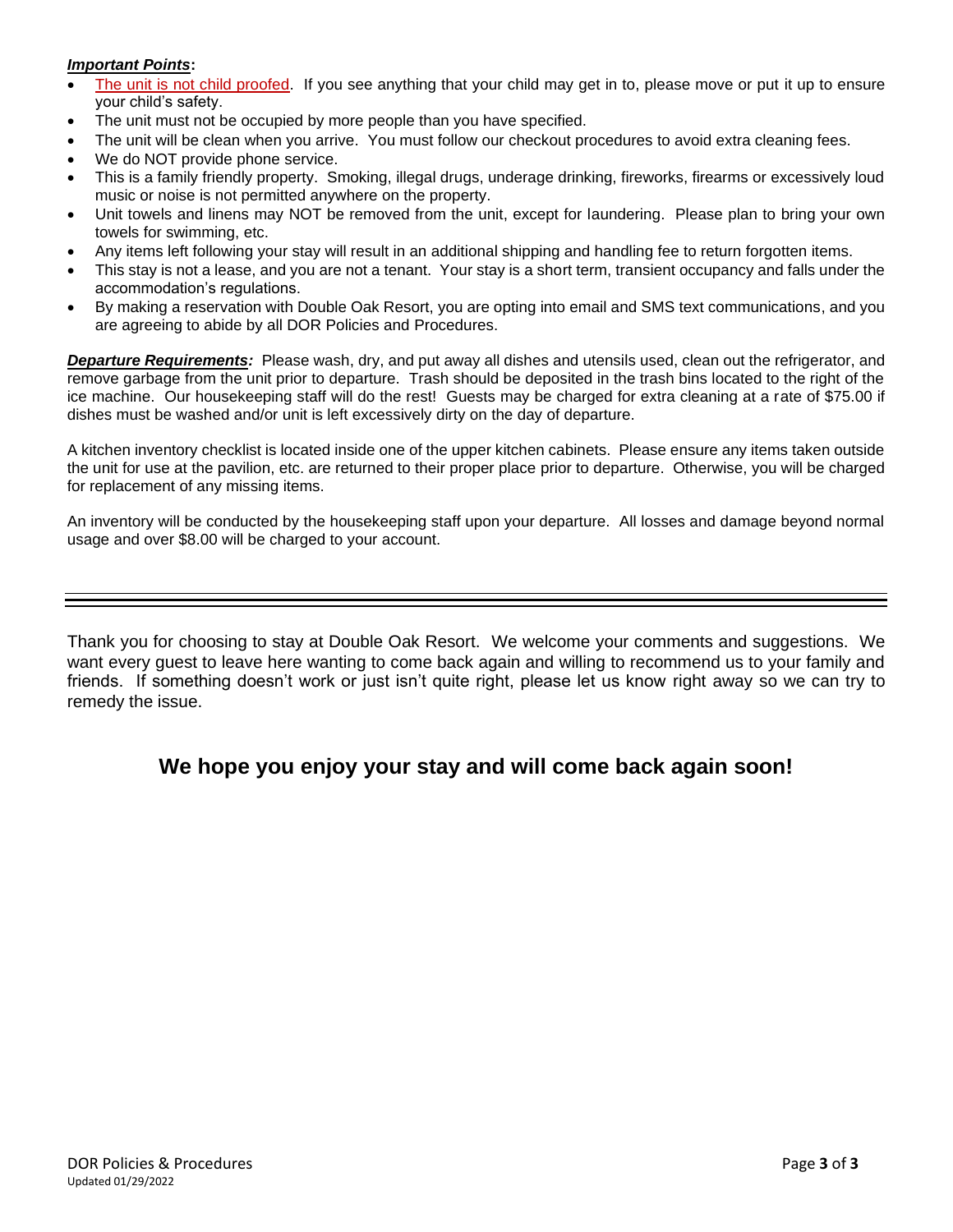***Important Points*:**

- The unit is not child proofed. If you see anything that your child may get in to, please move or put it up to ensure your child's safety.
- The unit must not be occupied by more people than you have specified.
- The unit will be clean when you arrive. You must follow our checkout procedures to avoid extra cleaning fees.
- We do NOT provide phone service.
- This is a family friendly property. Smoking, illegal drugs, underage drinking, fireworks, firearms or excessively loud music or noise is not permitted anywhere on the property.
- Unit towels and linens may NOT be removed from the unit, except for laundering. Please plan to bring your own towels for swimming, etc.
- Any items left following your stay will result in an additional shipping and handling fee to return forgotten items.
- This stay is not a lease, and you are not a tenant. Your stay is a short term, transient occupancy and falls under the accommodation's regulations.
- By making a reservation with Double Oak Resort, you are opting into email and SMS text communications, and you are agreeing to abide by all DOR Policies and Procedures.

***Departure Requirements:*** Please wash, dry, and put away all dishes and utensils used, clean out the refrigerator, and remove garbage from the unit prior to departure. Trash should be deposited in the trash bins located to the right of the ice machine. Our housekeeping staff will do the rest! Guests may be charged for extra cleaning at a rate of $75.00 if dishes must be washed and/or unit is left excessively dirty on the day of departure.

A kitchen inventory checklist is located inside one of the upper kitchen cabinets. Please ensure any items taken outside the unit for use at the pavilion, etc. are returned to their proper place prior to departure. Otherwise, you will be charged for replacement of any missing items.

An inventory will be conducted by the housekeeping staff upon your departure. All losses and damage beyond normal usage and over $8.00 will be charged to your account.

---

Thank you for choosing to stay at Double Oak Resort. We welcome your comments and suggestions. We want every guest to leave here wanting to come back again and willing to recommend us to your family and friends. If something doesn't work or just isn't quite right, please let us know right away so we can try to remedy the issue.

## We hope you enjoy your stay and will come back again soon!

DOR Policies & Procedures
Updated 01/29/2022